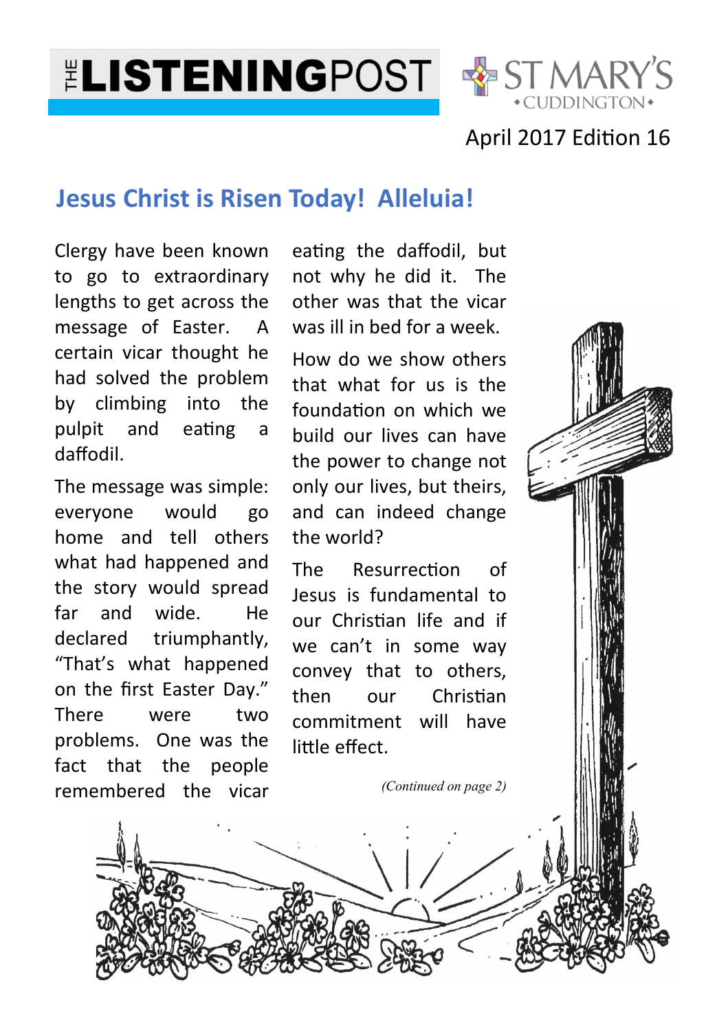# THE LISTENINGPOST

ST MARY'S
CUDDINGTON

April 2017 Edition 16

## Jesus Christ is Risen Today! Alleluia!

Clergy have been known to go to extraordinary lengths to get across the message of Easter. A certain vicar thought he had solved the problem by climbing into the pulpit and eating a daffodil.

The message was simple: everyone would go home and tell others what had happened and the story would spread far and wide. He declared triumphantly, "That's what happened on the first Easter Day." There were two problems. One was the fact that the people remembered the vicar eating the daffodil, but not why he did it. The other was that the vicar was ill in bed for a week.

How do we show others that what for us is the foundation on which we build our lives can have the power to change not only our lives, but theirs, and can indeed change the world?

The Resurrection of Jesus is fundamental to our Christian life and if we can't in some way convey that to others, then our Christian commitment will have little effect.

*(Continued on page 2)*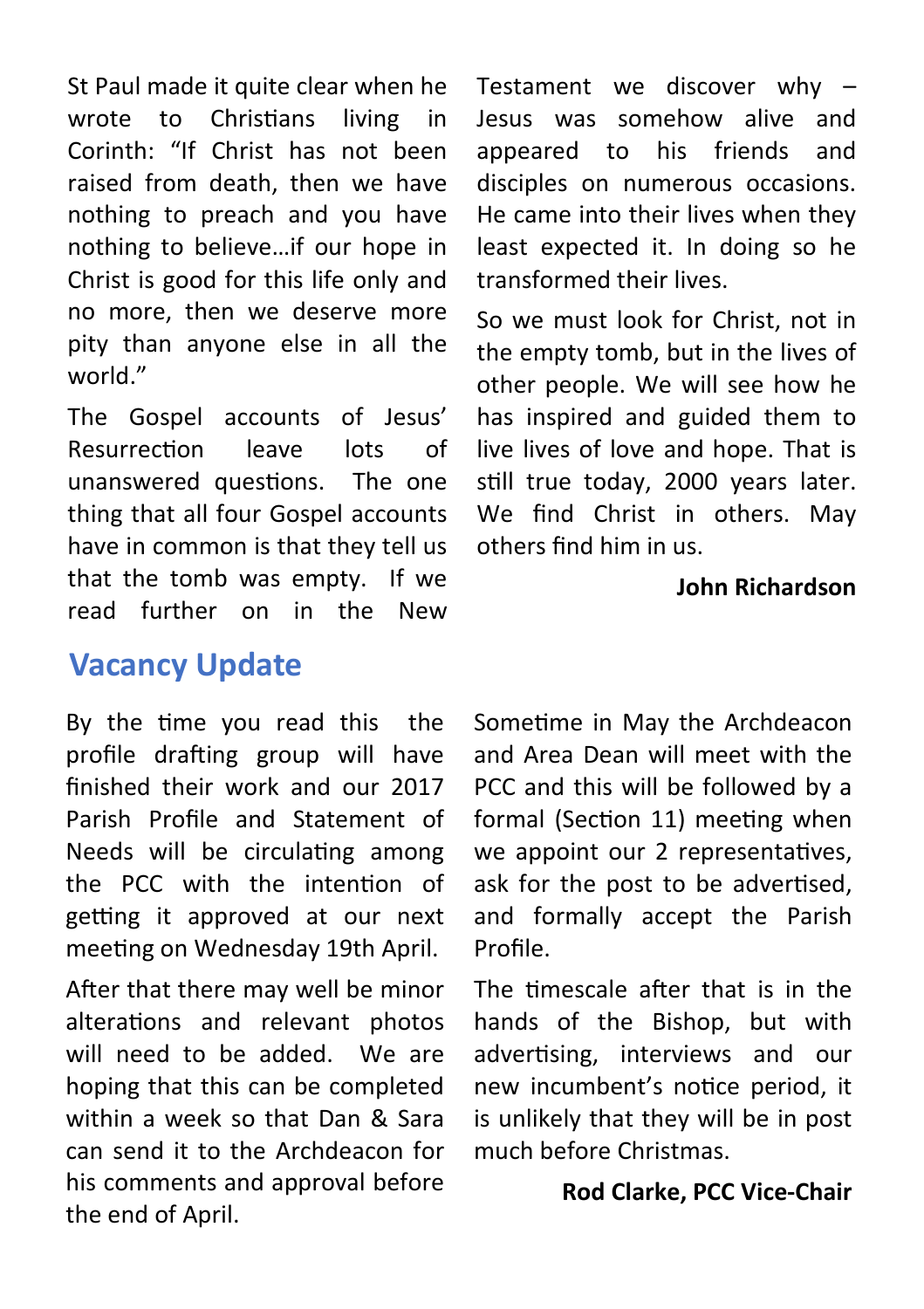St Paul made it quite clear when he wrote to Christians living in Corinth: "If Christ has not been raised from death, then we have nothing to preach and you have nothing to believe…if our hope in Christ is good for this life only and no more, then we deserve more pity than anyone else in all the world."

The Gospel accounts of Jesus' Resurrection leave lots of unanswered questions. The one thing that all four Gospel accounts have in common is that they tell us that the tomb was empty. If we read further on in the New Testament we discover why – Jesus was somehow alive and appeared to his friends and disciples on numerous occasions. He came into their lives when they least expected it. In doing so he transformed their lives.

So we must look for Christ, not in the empty tomb, but in the lives of other people. We will see how he has inspired and guided them to live lives of love and hope. That is still true today, 2000 years later. We find Christ in others. May others find him in us.

**John Richardson**

## Vacancy Update

By the time you read this the profile drafting group will have finished their work and our 2017 Parish Profile and Statement of Needs will be circulating among the PCC with the intention of getting it approved at our next meeting on Wednesday 19th April.

After that there may well be minor alterations and relevant photos will need to be added. We are hoping that this can be completed within a week so that Dan & Sara can send it to the Archdeacon for his comments and approval before the end of April.

Sometime in May the Archdeacon and Area Dean will meet with the PCC and this will be followed by a formal (Section 11) meeting when we appoint our 2 representatives, ask for the post to be advertised, and formally accept the Parish Profile.

The timescale after that is in the hands of the Bishop, but with advertising, interviews and our new incumbent's notice period, it is unlikely that they will be in post much before Christmas.

**Rod Clarke, PCC Vice-Chair**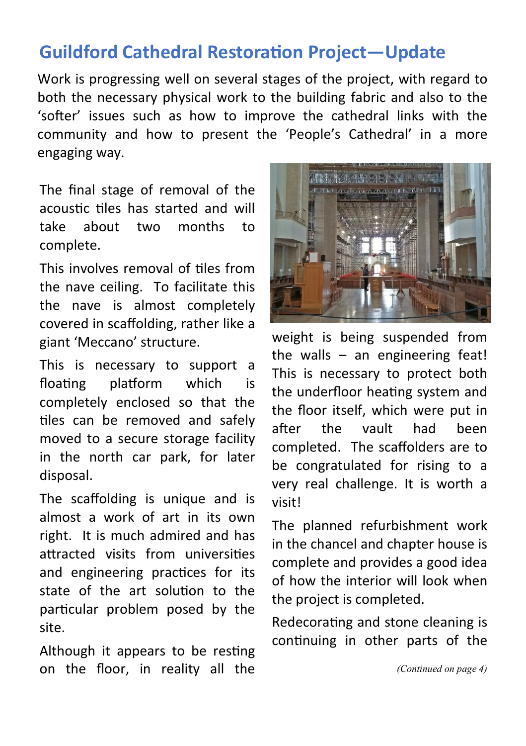## Guildford Cathedral Restoration Project—Update

Work is progressing well on several stages of the project, with regard to both the necessary physical work to the building fabric and also to the 'softer' issues such as how to improve the cathedral links with the community and how to present the 'People's Cathedral' in a more engaging way.

The final stage of removal of the acoustic tiles has started and will take about two months to complete.

This involves removal of tiles from the nave ceiling. To facilitate this the nave is almost completely covered in scaffolding, rather like a giant 'Meccano' structure.

This is necessary to support a floating platform which is completely enclosed so that the tiles can be removed and safely moved to a secure storage facility in the north car park, for later disposal.

The scaffolding is unique and is almost a work of art in its own right. It is much admired and has attracted visits from universities and engineering practices for its state of the art solution to the particular problem posed by the site.

Although it appears to be resting on the floor, in reality all the weight is being suspended from the walls – an engineering feat! This is necessary to protect both the underfloor heating system and the floor itself, which were put in after the vault had been completed. The scaffolders are to be congratulated for rising to a very real challenge. It is worth a visit!

The planned refurbishment work in the chancel and chapter house is complete and provides a good idea of how the interior will look when the project is completed.

Redecorating and stone cleaning is continuing in other parts of the

*(Continued on page 4)*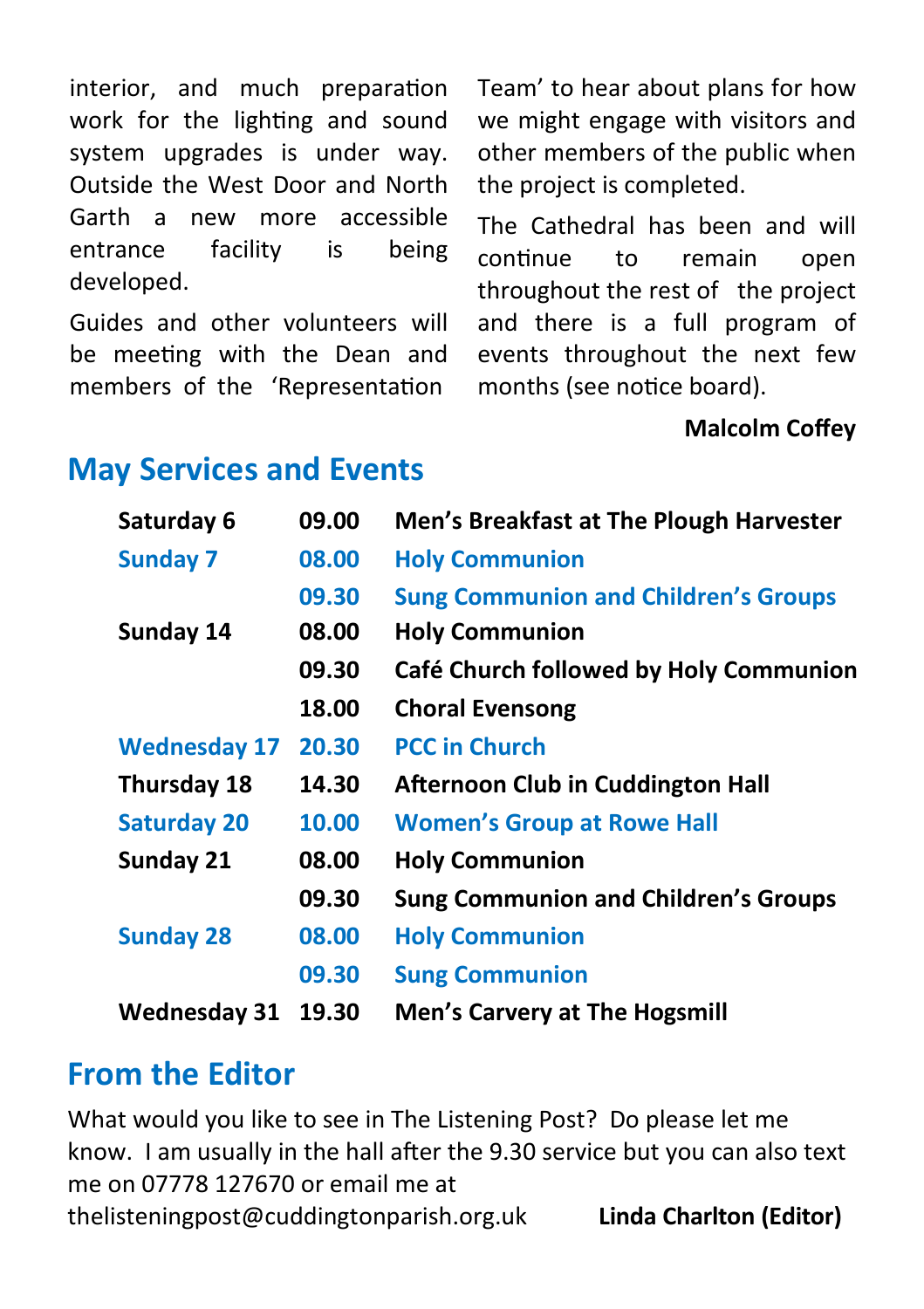interior, and much preparation work for the lighting and sound system upgrades is under way. Outside the West Door and North Garth a new more accessible entrance facility is being developed.

Guides and other volunteers will be meeting with the Dean and members of the 'Representation Team' to hear about plans for how we might engage with visitors and other members of the public when the project is completed.

The Cathedral has been and will continue to remain open throughout the rest of the project and there is a full program of events throughout the next few months (see notice board).

**Malcolm Coffey**

## May Services and Events

| | | |
|---|---|---|
| **Saturday 6** | **09.00** | **Men's Breakfast at The Plough Harvester** |
| **Sunday 7** | **08.00** | **Holy Communion** |
| | **09.30** | **Sung Communion and Children's Groups** |
| **Sunday 14** | **08.00** | **Holy Communion** |
| | **09.30** | **Café Church followed by Holy Communion** |
| | **18.00** | **Choral Evensong** |
| **Wednesday 17** | **20.30** | **PCC in Church** |
| **Thursday 18** | **14.30** | **Afternoon Club in Cuddington Hall** |
| **Saturday 20** | **10.00** | **Women's Group at Rowe Hall** |
| **Sunday 21** | **08.00** | **Holy Communion** |
| | **09.30** | **Sung Communion and Children's Groups** |
| **Sunday 28** | **08.00** | **Holy Communion** |
| | **09.30** | **Sung Communion** |
| **Wednesday 31** | **19.30** | **Men's Carvery at The Hogsmill** |

## From the Editor

What would you like to see in The Listening Post? Do please let me know. I am usually in the hall after the 9.30 service but you can also text me on 07778 127670 or email me at thelisteningpost@cuddingtonparish.org.uk **Linda Charlton (Editor)**